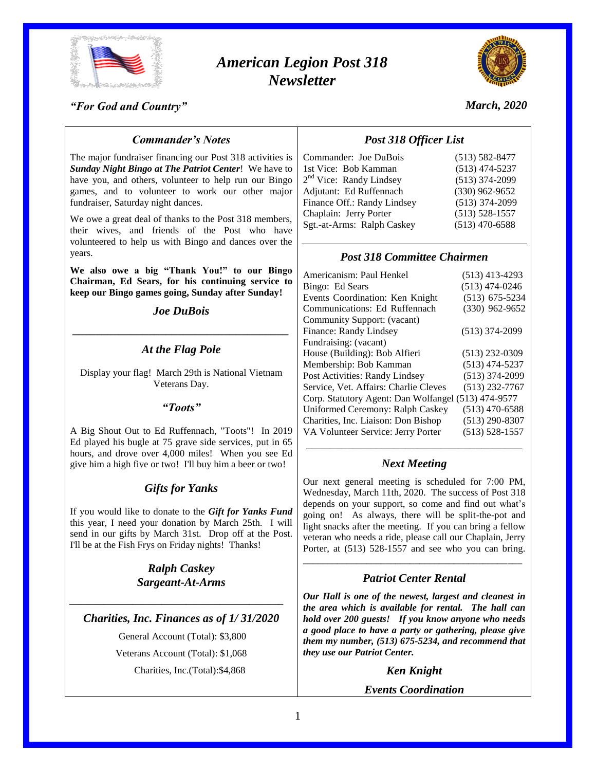# *American Legion Post 318 Newsletter*

*"For God and Country"*

*March, 2020*

## *Commander's Notes*

The major fundraiser financing our Post 318 activities is ***Sunday Night Bingo at The Patriot Center***! We have to have you, and others, volunteer to help run our Bingo games, and to volunteer to work our other major fundraiser, Saturday night dances.

We owe a great deal of thanks to the Post 318 members, their wives, and friends of the Post who have volunteered to help us with Bingo and dances over the years.

**We also owe a big "Thank You!" to our Bingo Chairman, Ed Sears, for his continuing service to keep our Bingo games going, Sunday after Sunday!**

***Joe DuBois***

---

## *At the Flag Pole*

Display your flag! March 29th is National Vietnam Veterans Day.

### *"Toots"*

A Big Shout Out to Ed Ruffennach, "Toots"! In 2019 Ed played his bugle at 75 grave side services, put in 65 hours, and drove over 4,000 miles! When you see Ed give him a high five or two! I'll buy him a beer or two!

## *Gifts for Yanks*

If you would like to donate to the ***Gift for Yanks Fund*** this year, I need your donation by March 25th. I will send in our gifts by March 31st. Drop off at the Post. I'll be at the Fish Frys on Friday nights! Thanks!

***Ralph Caskey***
***Sargeant-At-Arms***

---

## *Charities, Inc. Finances as of 1/ 31/2020*

General Account (Total): $3,800

Veterans Account (Total): $1,068

Charities, Inc.(Total):$4,868

## *Post 318 Officer List*

| Position | Phone |
|---|---|
| Commander: Joe DuBois | (513) 582-8477 |
| 1st Vice: Bob Kamman | (513) 474-5237 |
| 2nd Vice: Randy Lindsey | (513) 374-2099 |
| Adjutant: Ed Ruffennach | (330) 962-9652 |
| Finance Off.: Randy Lindsey | (513) 374-2099 |
| Chaplain: Jerry Porter | (513) 528-1557 |
| Sgt.-at-Arms: Ralph Caskey | (513) 470-6588 |

## *Post 318 Committee Chairmen*

| Committee | Phone |
|---|---|
| Americanism: Paul Henkel | (513) 413-4293 |
| Bingo: Ed Sears | (513) 474-0246 |
| Events Coordination: Ken Knight | (513) 675-5234 |
| Communications: Ed Ruffennach | (330) 962-9652 |
| Community Support: (vacant) | |
| Finance: Randy Lindsey | (513) 374-2099 |
| Fundraising: (vacant) | |
| House (Building): Bob Alfieri | (513) 232-0309 |
| Membership: Bob Kamman | (513) 474-5237 |
| Post Activities: Randy Lindsey | (513) 374-2099 |
| Service, Vet. Affairs: Charlie Cleves | (513) 232-7767 |
| Corp. Statutory Agent: Dan Wolfangel | (513) 474-9577 |
| Uniformed Ceremony: Ralph Caskey | (513) 470-6588 |
| Charities, Inc. Liaison: Don Bishop | (513) 290-8307 |
| VA Volunteer Service: Jerry Porter | (513) 528-1557 |

---

## *Next Meeting*

Our next general meeting is scheduled for 7:00 PM, Wednesday, March 11th, 2020. The success of Post 318 depends on your support, so come and find out what's going on! As always, there will be split-the-pot and light snacks after the meeting. If you can bring a fellow veteran who needs a ride, please call our Chaplain, Jerry Porter, at (513) 528-1557 and see who you can bring.

---

## *Patriot Center Rental*

***Our Hall is one of the newest, largest and cleanest in the area which is available for rental. The hall can hold over 200 guests! If you know anyone who needs a good place to have a party or gathering, please give them my number, (513) 675-5234, and recommend that they use our Patriot Center.***

***Ken Knight***

***Events Coordination***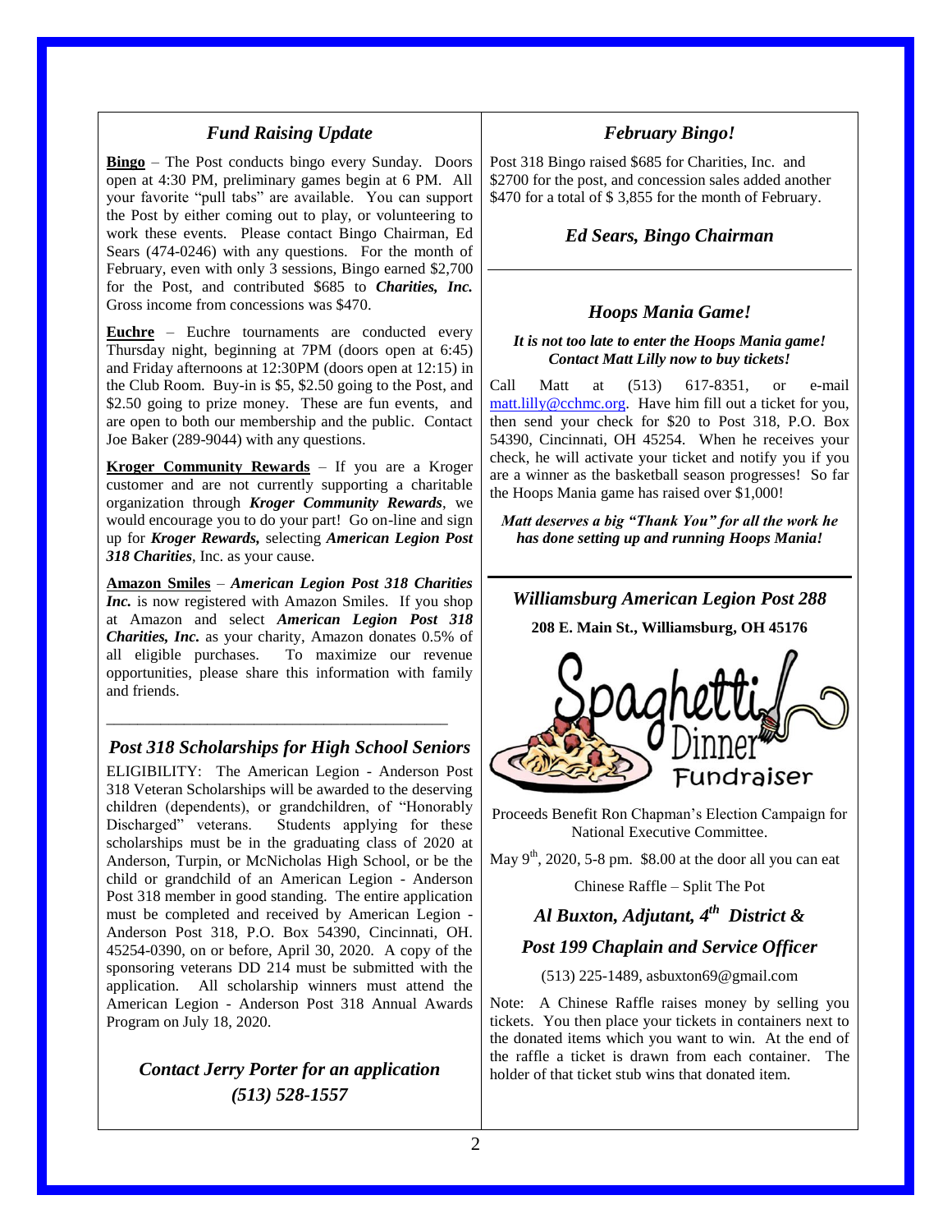## *Fund Raising Update*

**Bingo** – The Post conducts bingo every Sunday. Doors open at 4:30 PM, preliminary games begin at 6 PM. All your favorite "pull tabs" are available. You can support the Post by either coming out to play, or volunteering to work these events. Please contact Bingo Chairman, Ed Sears (474-0246) with any questions. For the month of February, even with only 3 sessions, Bingo earned $2,700 for the Post, and contributed $685 to ***Charities, Inc.*** Gross income from concessions was $470.

**Euchre** – Euchre tournaments are conducted every Thursday night, beginning at 7PM (doors open at 6:45) and Friday afternoons at 12:30PM (doors open at 12:15) in the Club Room. Buy-in is $5, $2.50 going to the Post, and $2.50 going to prize money. These are fun events, and are open to both our membership and the public. Contact Joe Baker (289-9044) with any questions.

**Kroger Community Rewards** – If you are a Kroger customer and are not currently supporting a charitable organization through ***Kroger Community Rewards***, we would encourage you to do your part! Go on-line and sign up for ***Kroger Rewards,*** selecting ***American Legion Post 318 Charities***, Inc. as your cause.

**Amazon Smiles** – ***American Legion Post 318 Charities Inc.*** is now registered with Amazon Smiles. If you shop at Amazon and select ***American Legion Post 318 Charities, Inc.*** as your charity, Amazon donates 0.5% of all eligible purchases. To maximize our revenue opportunities, please share this information with family and friends.

---

## *Post 318 Scholarships for High School Seniors*

ELIGIBILITY: The American Legion - Anderson Post 318 Veteran Scholarships will be awarded to the deserving children (dependents), or grandchildren, of "Honorably Discharged" veterans. Students applying for these scholarships must be in the graduating class of 2020 at Anderson, Turpin, or McNicholas High School, or be the child or grandchild of an American Legion - Anderson Post 318 member in good standing. The entire application must be completed and received by American Legion - Anderson Post 318, P.O. Box 54390, Cincinnati, OH. 45254-0390, on or before, April 30, 2020. A copy of the sponsoring veterans DD 214 must be submitted with the application. All scholarship winners must attend the American Legion - Anderson Post 318 Annual Awards Program on July 18, 2020.

***Contact Jerry Porter for an application***
***(513) 528-1557***

## *February Bingo!*

Post 318 Bingo raised $685 for Charities, Inc. and $2700 for the post, and concession sales added another $470 for a total of $ 3,855 for the month of February.

***Ed Sears, Bingo Chairman***

---

## *Hoops Mania Game!*

***It is not too late to enter the Hoops Mania game! Contact Matt Lilly now to buy tickets!***

Call Matt at (513) 617-8351, or e-mail matt.lilly@cchmc.org. Have him fill out a ticket for you, then send your check for $20 to Post 318, P.O. Box 54390, Cincinnati, OH 45254. When he receives your check, he will activate your ticket and notify you if you are a winner as the basketball season progresses! So far the Hoops Mania game has raised over $1,000!

***Matt deserves a big "Thank You" for all the work he has done setting up and running Hoops Mania!***

---

## *Williamsburg American Legion Post 288*

**208 E. Main St., Williamsburg, OH 45176**

Spaghetti Dinner Fundraiser

Proceeds Benefit Ron Chapman's Election Campaign for National Executive Committee.

May 9th, 2020, 5-8 pm. $8.00 at the door all you can eat

Chinese Raffle – Split The Pot

***Al Buxton, Adjutant, 4th District &***

***Post 199 Chaplain and Service Officer***

(513) 225-1489, asbuxton69@gmail.com

Note: A Chinese Raffle raises money by selling you tickets. You then place your tickets in containers next to the donated items which you want to win. At the end of the raffle a ticket is drawn from each container. The holder of that ticket stub wins that donated item.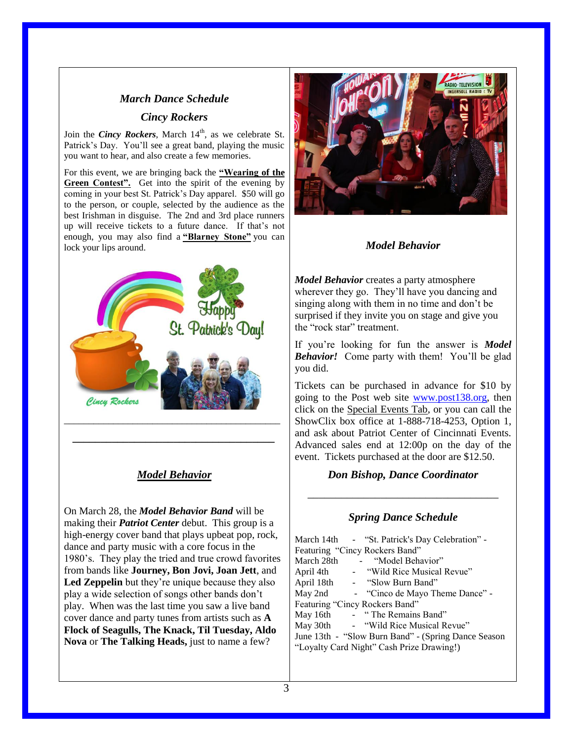## *March Dance Schedule*

## *Cincy Rockers*

Join the ***Cincy Rockers***, March 14th, as we celebrate St. Patrick's Day. You'll see a great band, playing the music you want to hear, and also create a few memories.

For this event, we are bringing back the **"Wearing of the Green Contest".** Get into the spirit of the evening by coming in your best St. Patrick's Day apparel. $50 will go to the person, or couple, selected by the audience as the best Irishman in disguise. The 2nd and 3rd place runners up will receive tickets to a future dance. If that's not enough, you may also find a **"Blarney Stone"** you can lock your lips around.

---

## *Model Behavior*

On March 28, the ***Model Behavior Band*** will be making their ***Patriot Center*** debut. This group is a high-energy cover band that plays upbeat pop, rock, dance and party music with a core focus in the 1980's. They play the tried and true crowd favorites from bands like **Journey, Bon Jovi, Joan Jett**, and **Led Zeppelin** but they're unique because they also play a wide selection of songs other bands don't play. When was the last time you saw a live band cover dance and party tunes from artists such as **A Flock of Seagulls, The Knack, Til Tuesday, Aldo Nova** or **The Talking Heads,** just to name a few?

*Model Behavior*

***Model Behavior*** creates a party atmosphere wherever they go. They'll have you dancing and singing along with them in no time and don't be surprised if they invite you on stage and give you the "rock star" treatment.

If you're looking for fun the answer is ***Model Behavior!*** Come party with them! You'll be glad you did.

Tickets can be purchased in advance for $10 by going to the Post web site www.post138.org, then click on the Special Events Tab, or you can call the ShowClix box office at 1-888-718-4253, Option 1, and ask about Patriot Center of Cincinnati Events. Advanced sales end at 12:00p on the day of the event. Tickets purchased at the door are $12.50.

***Don Bishop, Dance Coordinator***

---

## *Spring Dance Schedule*

March 14th - "St. Patrick's Day Celebration" - Featuring "Cincy Rockers Band"
March 28th - "Model Behavior"
April 4th - "Wild Rice Musical Revue"
April 18th - "Slow Burn Band"
May 2nd - "Cinco de Mayo Theme Dance" - Featuring "Cincy Rockers Band"
May 16th - " The Remains Band"
May 30th - "Wild Rice Musical Revue"
June 13th - "Slow Burn Band" - (Spring Dance Season "Loyalty Card Night" Cash Prize Drawing!)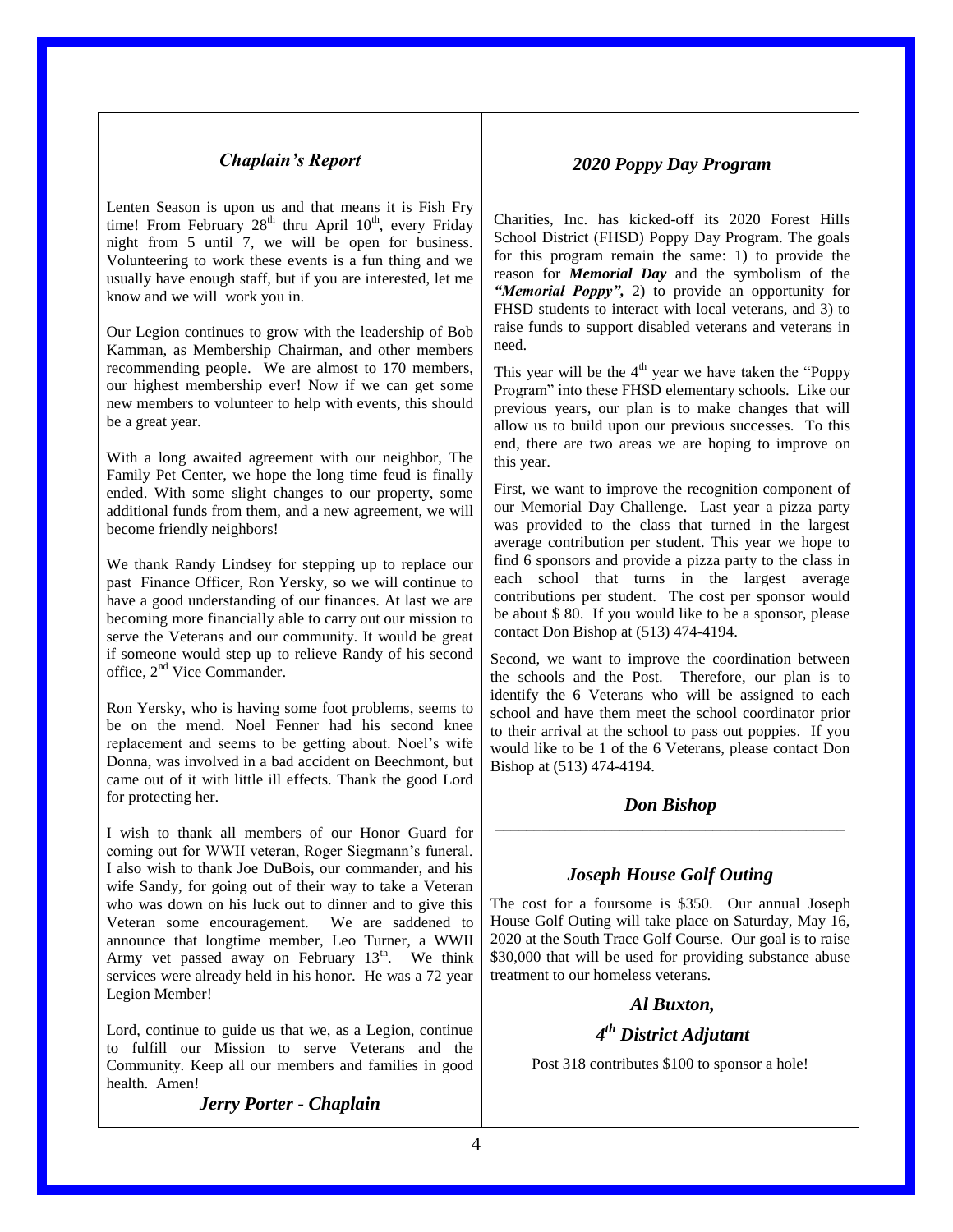### *Chaplain's Report*

Lenten Season is upon us and that means it is Fish Fry time! From February 28th thru April 10th, every Friday night from 5 until 7, we will be open for business. Volunteering to work these events is a fun thing and we usually have enough staff, but if you are interested, let me know and we will work you in.

Our Legion continues to grow with the leadership of Bob Kamman, as Membership Chairman, and other members recommending people. We are almost to 170 members, our highest membership ever! Now if we can get some new members to volunteer to help with events, this should be a great year.

With a long awaited agreement with our neighbor, The Family Pet Center, we hope the long time feud is finally ended. With some slight changes to our property, some additional funds from them, and a new agreement, we will become friendly neighbors!

We thank Randy Lindsey for stepping up to replace our past Finance Officer, Ron Yersky, so we will continue to have a good understanding of our finances. At last we are becoming more financially able to carry out our mission to serve the Veterans and our community. It would be great if someone would step up to relieve Randy of his second office, 2nd Vice Commander.

Ron Yersky, who is having some foot problems, seems to be on the mend. Noel Fenner had his second knee replacement and seems to be getting about. Noel's wife Donna, was involved in a bad accident on Beechmont, but came out of it with little ill effects. Thank the good Lord for protecting her.

I wish to thank all members of our Honor Guard for coming out for WWII veteran, Roger Siegmann's funeral. I also wish to thank Joe DuBois, our commander, and his wife Sandy, for going out of their way to take a Veteran who was down on his luck out to dinner and to give this Veteran some encouragement. We are saddened to announce that longtime member, Leo Turner, a WWII Army vet passed away on February 13th. We think services were already held in his honor. He was a 72 year Legion Member!

Lord, continue to guide us that we, as a Legion, continue to fulfill our Mission to serve Veterans and the Community. Keep all our members and families in good health. Amen!

***Jerry Porter - Chaplain***

### *2020 Poppy Day Program*

Charities, Inc. has kicked-off its 2020 Forest Hills School District (FHSD) Poppy Day Program. The goals for this program remain the same: 1) to provide the reason for ***Memorial Day*** and the symbolism of the ***"Memorial Poppy",*** 2) to provide an opportunity for FHSD students to interact with local veterans, and 3) to raise funds to support disabled veterans and veterans in need.

This year will be the 4th year we have taken the "Poppy Program" into these FHSD elementary schools. Like our previous years, our plan is to make changes that will allow us to build upon our previous successes. To this end, there are two areas we are hoping to improve on this year.

First, we want to improve the recognition component of our Memorial Day Challenge. Last year a pizza party was provided to the class that turned in the largest average contribution per student. This year we hope to find 6 sponsors and provide a pizza party to the class in each school that turns in the largest average contributions per student. The cost per sponsor would be about $ 80. If you would like to be a sponsor, please contact Don Bishop at (513) 474-4194.

Second, we want to improve the coordination between the schools and the Post. Therefore, our plan is to identify the 6 Veterans who will be assigned to each school and have them meet the school coordinator prior to their arrival at the school to pass out poppies. If you would like to be 1 of the 6 Veterans, please contact Don Bishop at (513) 474-4194.

***Don Bishop***

---

### *Joseph House Golf Outing*

The cost for a foursome is $350. Our annual Joseph House Golf Outing will take place on Saturday, May 16, 2020 at the South Trace Golf Course. Our goal is to raise $30,000 that will be used for providing substance abuse treatment to our homeless veterans.

***Al Buxton,***

***4th District Adjutant***

Post 318 contributes $100 to sponsor a hole!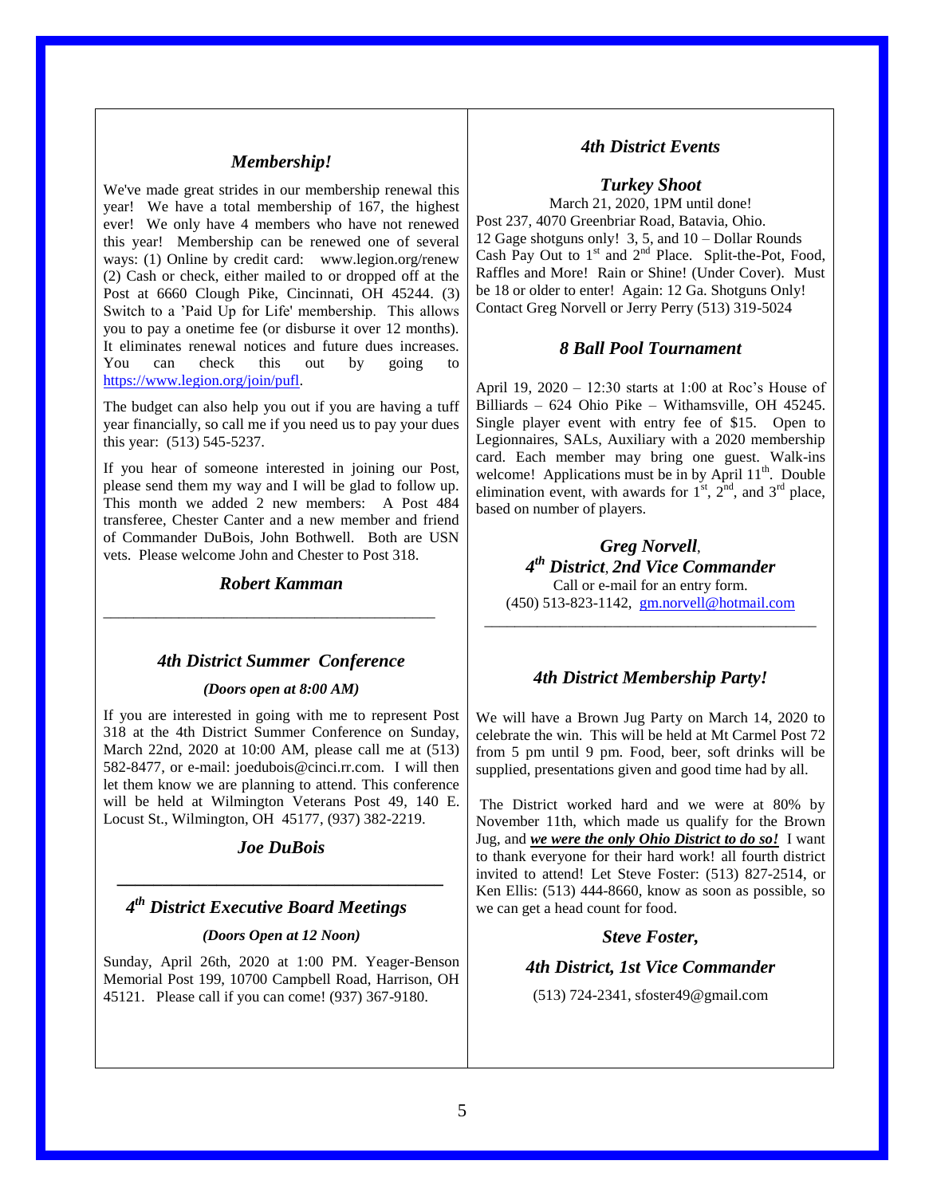## *Membership!*

We've made great strides in our membership renewal this year! We have a total membership of 167, the highest ever! We only have 4 members who have not renewed this year! Membership can be renewed one of several ways: (1) Online by credit card: www.legion.org/renew (2) Cash or check, either mailed to or dropped off at the Post at 6660 Clough Pike, Cincinnati, OH 45244. (3) Switch to a 'Paid Up for Life' membership. This allows you to pay a onetime fee (or disburse it over 12 months). It eliminates renewal notices and future dues increases. You can check this out by going to https://www.legion.org/join/pufl.

The budget can also help you out if you are having a tuff year financially, so call me if you need us to pay your dues this year: (513) 545-5237.

If you hear of someone interested in joining our Post, please send them my way and I will be glad to follow up. This month we added 2 new members: A Post 484 transferee, Chester Canter and a new member and friend of Commander DuBois, John Bothwell. Both are USN vets. Please welcome John and Chester to Post 318.

***Robert Kamman***

---

## *4th District Summer Conference*

***(Doors open at 8:00 AM)***

If you are interested in going with me to represent Post 318 at the 4th District Summer Conference on Sunday, March 22nd, 2020 at 10:00 AM, please call me at (513) 582-8477, or e-mail: joedubois@cinci.rr.com. I will then let them know we are planning to attend. This conference will be held at Wilmington Veterans Post 49, 140 E. Locust St., Wilmington, OH 45177, (937) 382-2219.

***Joe DuBois***

---

## *4th District Executive Board Meetings*

***(Doors Open at 12 Noon)***

Sunday, April 26th, 2020 at 1:00 PM. Yeager-Benson Memorial Post 199, 10700 Campbell Road, Harrison, OH 45121. Please call if you can come! (937) 367-9180.

## *4th District Events*

### *Turkey Shoot*

March 21, 2020, 1PM until done!
Post 237, 4070 Greenbriar Road, Batavia, Ohio.
12 Gage shotguns only! 3, 5, and 10 – Dollar Rounds Cash Pay Out to 1st and 2nd Place. Split-the-Pot, Food, Raffles and More! Rain or Shine! (Under Cover). Must be 18 or older to enter! Again: 12 Ga. Shotguns Only! Contact Greg Norvell or Jerry Perry (513) 319-5024

### *8 Ball Pool Tournament*

April 19, 2020 – 12:30 starts at 1:00 at Roc's House of Billiards – 624 Ohio Pike – Withamsville, OH 45245. Single player event with entry fee of $15. Open to Legionnaires, SALs, Auxiliary with a 2020 membership card. Each member may bring one guest. Walk-ins welcome! Applications must be in by April 11th. Double elimination event, with awards for 1st, 2nd, and 3rd place, based on number of players.

***Greg Norvell**,*
***4th District**, **2nd Vice Commander***
Call or e-mail for an entry form.
(450) 513-823-1142, gm.norvell@hotmail.com

---

## *4th District Membership Party!*

We will have a Brown Jug Party on March 14, 2020 to celebrate the win. This will be held at Mt Carmel Post 72 from 5 pm until 9 pm. Food, beer, soft drinks will be supplied, presentations given and good time had by all.

The District worked hard and we were at 80% by November 11th, which made us qualify for the Brown Jug, and ***we were the only Ohio District to do so!*** I want to thank everyone for their hard work! all fourth district invited to attend! Let Steve Foster: (513) 827-2514, or Ken Ellis: (513) 444-8660, know as soon as possible, so we can get a head count for food.

***Steve Foster,***

***4th District, 1st Vice Commander***

(513) 724-2341, sfoster49@gmail.com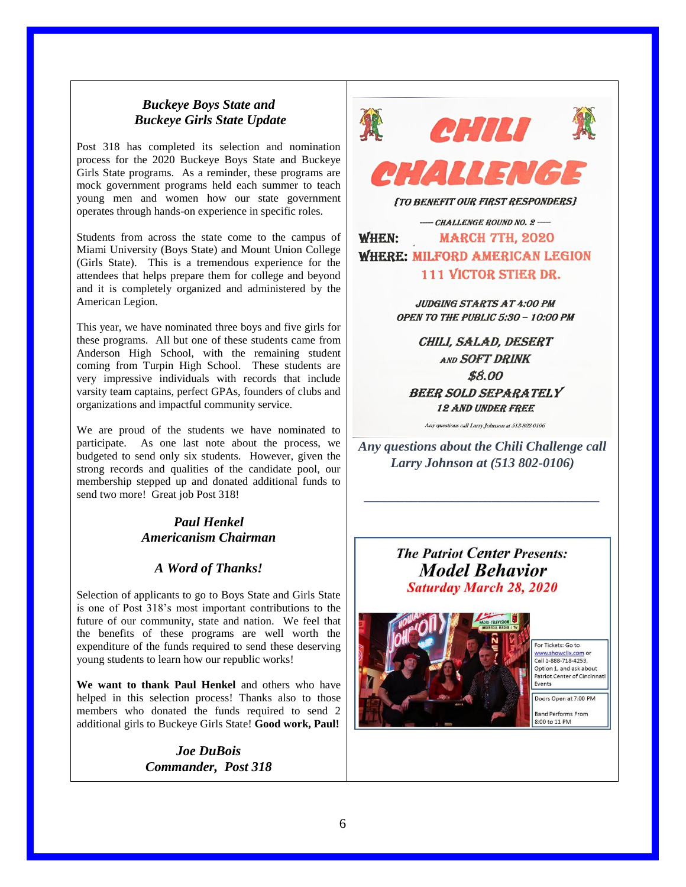### *Buckeye Boys State and Buckeye Girls State Update*

Post 318 has completed its selection and nomination process for the 2020 Buckeye Boys State and Buckeye Girls State programs. As a reminder, these programs are mock government programs held each summer to teach young men and women how our state government operates through hands-on experience in specific roles.

Students from across the state come to the campus of Miami University (Boys State) and Mount Union College (Girls State). This is a tremendous experience for the attendees that helps prepare them for college and beyond and it is completely organized and administered by the American Legion.

This year, we have nominated three boys and five girls for these programs. All but one of these students came from Anderson High School, with the remaining student coming from Turpin High School. These students are very impressive individuals with records that include varsity team captains, perfect GPAs, founders of clubs and organizations and impactful community service.

We are proud of the students we have nominated to participate. As one last note about the process, we budgeted to send only six students. However, given the strong records and qualities of the candidate pool, our membership stepped up and donated additional funds to send two more! Great job Post 318!

***Paul Henkel***
***Americanism Chairman***

### *A Word of Thanks!*

Selection of applicants to go to Boys State and Girls State is one of Post 318's most important contributions to the future of our community, state and nation. We feel that the benefits of these programs are well worth the expenditure of the funds required to send these deserving young students to learn how our republic works!

**We want to thank Paul Henkel** and others who have helped in this selection process! Thanks also to those members who donated the funds required to send 2 additional girls to Buckeye Girls State! **Good work, Paul!**

***Joe DuBois***
***Commander, Post 318***

# CHILI CHALLENGE

*{TO BENEFIT OUR FIRST RESPONDERS}*

*—— CHALLENGE ROUND NO. 2 ——*

**WHEN:** MARCH 7TH, 2020

**WHERE:** MILFORD AMERICAN LEGION
111 VICTOR STIER DR.

*JUDGING STARTS AT 4:00 PM*
*OPEN TO THE PUBLIC 5:30 – 10:00 PM*

*CHILI, SALAD, DESERT AND SOFT DRINK*
*$8.00*
*BEER SOLD SEPARATELY*
*12 AND UNDER FREE*

*Any questions call Larry Johnson at 513-802-0106*

***Any questions about the Chili Challenge call Larry Johnson at (513 802-0106)***

---

## *The Patriot Center Presents:*
## *Model Behavior*
***Saturday March 28, 2020***

For Tickets: Go to www.showclix.com or Call 1-888-718-4253, Option 1, and ask about Patriot Center of Cincinnati Events

Doors Open at 7:00 PM

Band Performs From 8:00 to 11 PM